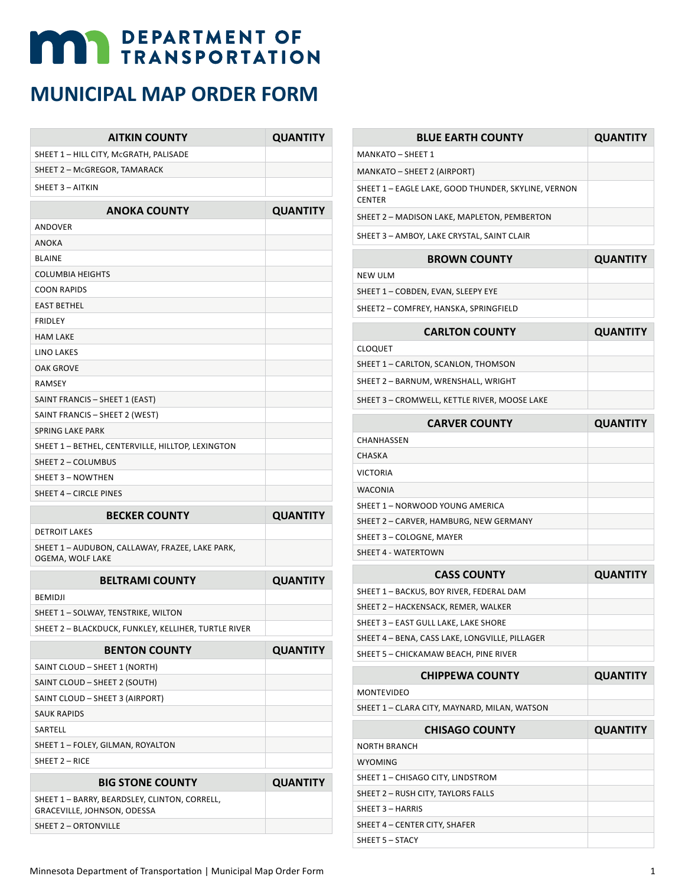# DEPARTMENT OF TRANSPORTATION

# MUNICIPAL MAP ORDER FORM

| AITKIN COUNTY | QUANTITY |
|---|---|
| SHEET 1 – HILL CITY, McGRATH, PALISADE | |
| SHEET 2 – McGREGOR, TAMARACK | |
| SHEET 3 – AITKIN | |

| ANOKA COUNTY | QUANTITY |
|---|---|
| ANDOVER | |
| ANOKA | |
| BLAINE | |
| COLUMBIA HEIGHTS | |
| COON RAPIDS | |
| EAST BETHEL | |
| FRIDLEY | |
| HAM LAKE | |
| LINO LAKES | |
| OAK GROVE | |
| RAMSEY | |
| SAINT FRANCIS – SHEET 1 (EAST) | |
| SAINT FRANCIS – SHEET 2 (WEST) | |
| SPRING LAKE PARK | |
| SHEET 1 – BETHEL, CENTERVILLE, HILLTOP, LEXINGTON | |
| SHEET 2 – COLUMBUS | |
| SHEET 3 – NOWTHEN | |
| SHEET 4 – CIRCLE PINES | |

| BECKER COUNTY | QUANTITY |
|---|---|
| DETROIT LAKES | |
| SHEET 1 – AUDUBON, CALLAWAY, FRAZEE, LAKE PARK, OGEMA, WOLF LAKE | |

| BELTRAMI COUNTY | QUANTITY |
|---|---|
| BEMIDJI | |
| SHEET 1 – SOLWAY, TENSTRIKE, WILTON | |
| SHEET 2 – BLACKDUCK, FUNKLEY, KELLIHER, TURTLE RIVER | |

| BENTON COUNTY | QUANTITY |
|---|---|
| SAINT CLOUD – SHEET 1 (NORTH) | |
| SAINT CLOUD – SHEET 2 (SOUTH) | |
| SAINT CLOUD – SHEET 3 (AIRPORT) | |
| SAUK RAPIDS | |
| SARTELL | |
| SHEET 1 – FOLEY, GILMAN, ROYALTON | |
| SHEET 2 – RICE | |

| BIG STONE COUNTY | QUANTITY |
|---|---|
| SHEET 1 – BARRY, BEARDSLEY, CLINTON, CORRELL, GRACEVILLE, JOHNSON, ODESSA | |
| SHEET 2 – ORTONVILLE | |

| BLUE EARTH COUNTY | QUANTITY |
|---|---|
| MANKATO – SHEET 1 | |
| MANKATO – SHEET 2 (AIRPORT) | |
| SHEET 1 – EAGLE LAKE, GOOD THUNDER, SKYLINE, VERNON CENTER | |
| SHEET 2 – MADISON LAKE, MAPLETON, PEMBERTON | |
| SHEET 3 – AMBOY, LAKE CRYSTAL, SAINT CLAIR | |

| BROWN COUNTY | QUANTITY |
|---|---|
| NEW ULM | |
| SHEET 1 – COBDEN, EVAN, SLEEPY EYE | |
| SHEET2 – COMFREY, HANSKA, SPRINGFIELD | |

| CARLTON COUNTY | QUANTITY |
|---|---|
| CLOQUET | |
| SHEET 1 – CARLTON, SCANLON, THOMSON | |
| SHEET 2 – BARNUM, WRENSHALL, WRIGHT | |
| SHEET 3 – CROMWELL, KETTLE RIVER, MOOSE LAKE | |

| CARVER COUNTY | QUANTITY |
|---|---|
| CHANHASSEN | |
| CHASKA | |
| VICTORIA | |
| WACONIA | |
| SHEET 1 – NORWOOD YOUNG AMERICA | |
| SHEET 2 – CARVER, HAMBURG, NEW GERMANY | |
| SHEET 3 – COLOGNE, MAYER | |
| SHEET 4 - WATERTOWN | |

| CASS COUNTY | QUANTITY |
|---|---|
| SHEET 1 – BACKUS, BOY RIVER, FEDERAL DAM | |
| SHEET 2 – HACKENSACK, REMER, WALKER | |
| SHEET 3 – EAST GULL LAKE, LAKE SHORE | |
| SHEET 4 – BENA, CASS LAKE, LONGVILLE, PILLAGER | |
| SHEET 5 – CHICKAMAW BEACH, PINE RIVER | |

| CHIPPEWA COUNTY | QUANTITY |
|---|---|
| MONTEVIDEO | |
| SHEET 1 – CLARA CITY, MAYNARD, MILAN, WATSON | |

| CHISAGO COUNTY | QUANTITY |
|---|---|
| NORTH BRANCH | |
| WYOMING | |
| SHEET 1 – CHISAGO CITY, LINDSTROM | |
| SHEET 2 – RUSH CITY, TAYLORS FALLS | |
| SHEET 3 – HARRIS | |
| SHEET 4 – CENTER CITY, SHAFER | |
| SHEET 5 – STACY | |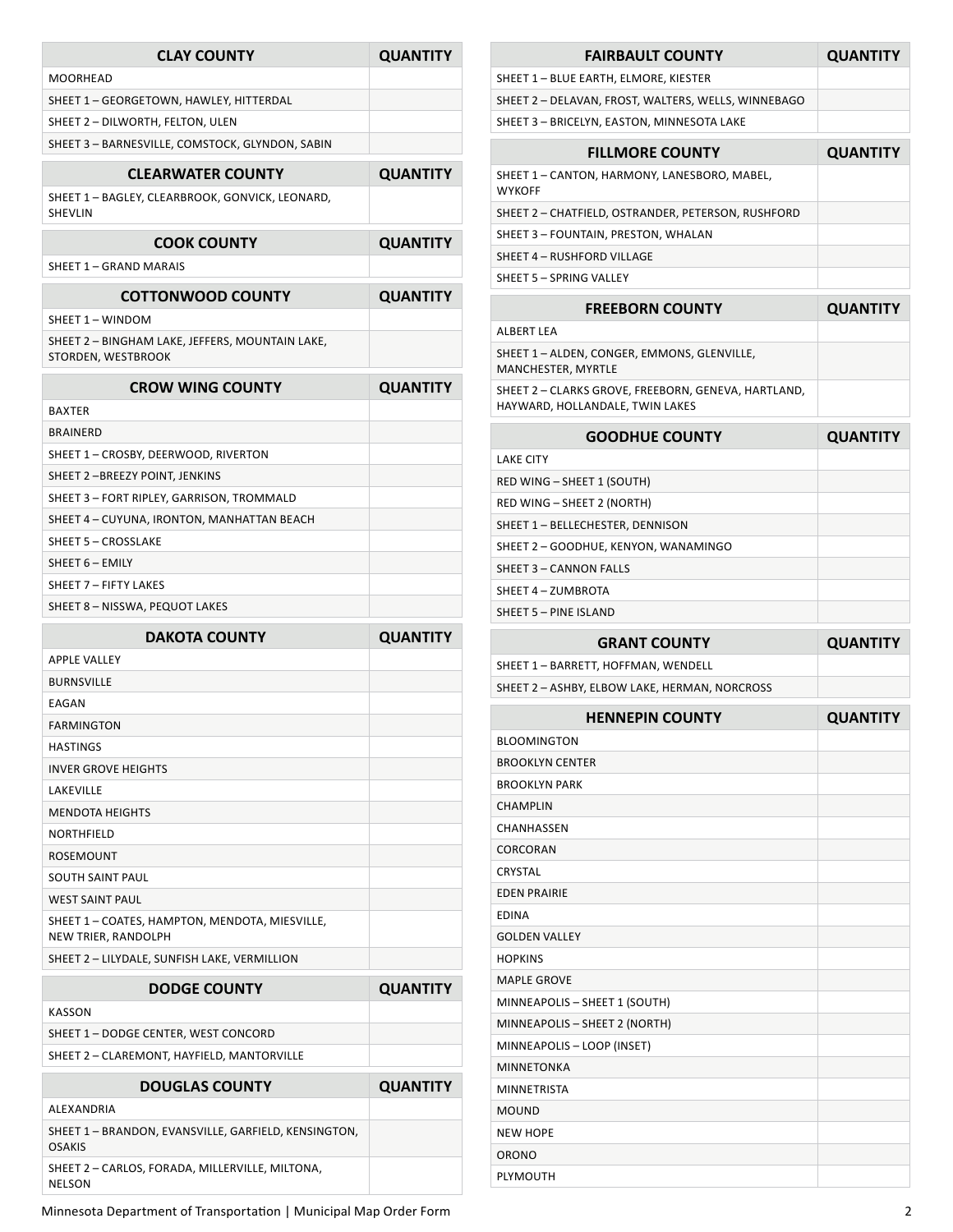| CLAY COUNTY | QUANTITY |
|---|---|
| MOORHEAD | |
| SHEET 1 – GEORGETOWN, HAWLEY, HITTERDAL | |
| SHEET 2 – DILWORTH, FELTON, ULEN | |
| SHEET 3 – BARNESVILLE, COMSTOCK, GLYNDON, SABIN | |

| CLEARWATER COUNTY | QUANTITY |
|---|---|
| SHEET 1 – BAGLEY, CLEARBROOK, GONVICK, LEONARD, SHEVLIN | |

| COOK COUNTY | QUANTITY |
|---|---|
| SHEET 1 – GRAND MARAIS | |

| COTTONWOOD COUNTY | QUANTITY |
|---|---|
| SHEET 1 – WINDOM | |
| SHEET 2 – BINGHAM LAKE, JEFFERS, MOUNTAIN LAKE, STORDEN, WESTBROOK | |

| CROW WING COUNTY | QUANTITY |
|---|---|
| BAXTER | |
| BRAINERD | |
| SHEET 1 – CROSBY, DEERWOOD, RIVERTON | |
| SHEET 2 –BREEZY POINT, JENKINS | |
| SHEET 3 – FORT RIPLEY, GARRISON, TROMMALD | |
| SHEET 4 – CUYUNA, IRONTON, MANHATTAN BEACH | |
| SHEET 5 – CROSSLAKE | |
| SHEET 6 – EMILY | |
| SHEET 7 – FIFTY LAKES | |
| SHEET 8 – NISSWA, PEQUOT LAKES | |

| DAKOTA COUNTY | QUANTITY |
|---|---|
| APPLE VALLEY | |
| BURNSVILLE | |
| EAGAN | |
| FARMINGTON | |
| HASTINGS | |
| INVER GROVE HEIGHTS | |
| LAKEVILLE | |
| MENDOTA HEIGHTS | |
| NORTHFIELD | |
| ROSEMOUNT | |
| SOUTH SAINT PAUL | |
| WEST SAINT PAUL | |
| SHEET 1 – COATES, HAMPTON, MENDOTA, MIESVILLE, NEW TRIER, RANDOLPH | |
| SHEET 2 – LILYDALE, SUNFISH LAKE, VERMILLION | |

| DODGE COUNTY | QUANTITY |
|---|---|
| KASSON | |
| SHEET 1 – DODGE CENTER, WEST CONCORD | |
| SHEET 2 – CLAREMONT, HAYFIELD, MANTORVILLE | |

| DOUGLAS COUNTY | QUANTITY |
|---|---|
| ALEXANDRIA | |
| SHEET 1 – BRANDON, EVANSVILLE, GARFIELD, KENSINGTON, OSAKIS | |
| SHEET 2 – CARLOS, FORADA, MILLERVILLE, MILTONA, NELSON | |

| FAIRBAULT COUNTY | QUANTITY |
|---|---|
| SHEET 1 – BLUE EARTH, ELMORE, KIESTER | |
| SHEET 2 – DELAVAN, FROST, WALTERS, WELLS, WINNEBAGO | |
| SHEET 3 – BRICELYN, EASTON, MINNESOTA LAKE | |

| FILLMORE COUNTY | QUANTITY |
|---|---|
| SHEET 1 – CANTON, HARMONY, LANESBORO, MABEL, WYKOFF | |
| SHEET 2 – CHATFIELD, OSTRANDER, PETERSON, RUSHFORD | |
| SHEET 3 – FOUNTAIN, PRESTON, WHALAN | |
| SHEET 4 – RUSHFORD VILLAGE | |
| SHEET 5 – SPRING VALLEY | |

| FREEBORN COUNTY | QUANTITY |
|---|---|
| ALBERT LEA | |
| SHEET 1 – ALDEN, CONGER, EMMONS, GLENVILLE, MANCHESTER, MYRTLE | |
| SHEET 2 – CLARKS GROVE, FREEBORN, GENEVA, HARTLAND, HAYWARD, HOLLANDALE, TWIN LAKES | |

| GOODHUE COUNTY | QUANTITY |
|---|---|
| LAKE CITY | |
| RED WING – SHEET 1 (SOUTH) | |
| RED WING – SHEET 2 (NORTH) | |
| SHEET 1 – BELLECHESTER, DENNISON | |
| SHEET 2 – GOODHUE, KENYON, WANAMINGO | |
| SHEET 3 – CANNON FALLS | |
| SHEET 4 – ZUMBROTA | |
| SHEET 5 – PINE ISLAND | |

| GRANT COUNTY | QUANTITY |
|---|---|
| SHEET 1 – BARRETT, HOFFMAN, WENDELL | |
| SHEET 2 – ASHBY, ELBOW LAKE, HERMAN, NORCROSS | |

| HENNEPIN COUNTY | QUANTITY |
|---|---|
| BLOOMINGTON | |
| BROOKLYN CENTER | |
| BROOKLYN PARK | |
| CHAMPLIN | |
| CHANHASSEN | |
| CORCORAN | |
| CRYSTAL | |
| EDEN PRAIRIE | |
| EDINA | |
| GOLDEN VALLEY | |
| HOPKINS | |
| MAPLE GROVE | |
| MINNEAPOLIS – SHEET 1 (SOUTH) | |
| MINNEAPOLIS – SHEET 2 (NORTH) | |
| MINNEAPOLIS – LOOP (INSET) | |
| MINNETONKA | |
| MINNETRISTA | |
| MOUND | |
| NEW HOPE | |
| ORONO | |
| PLYMOUTH | |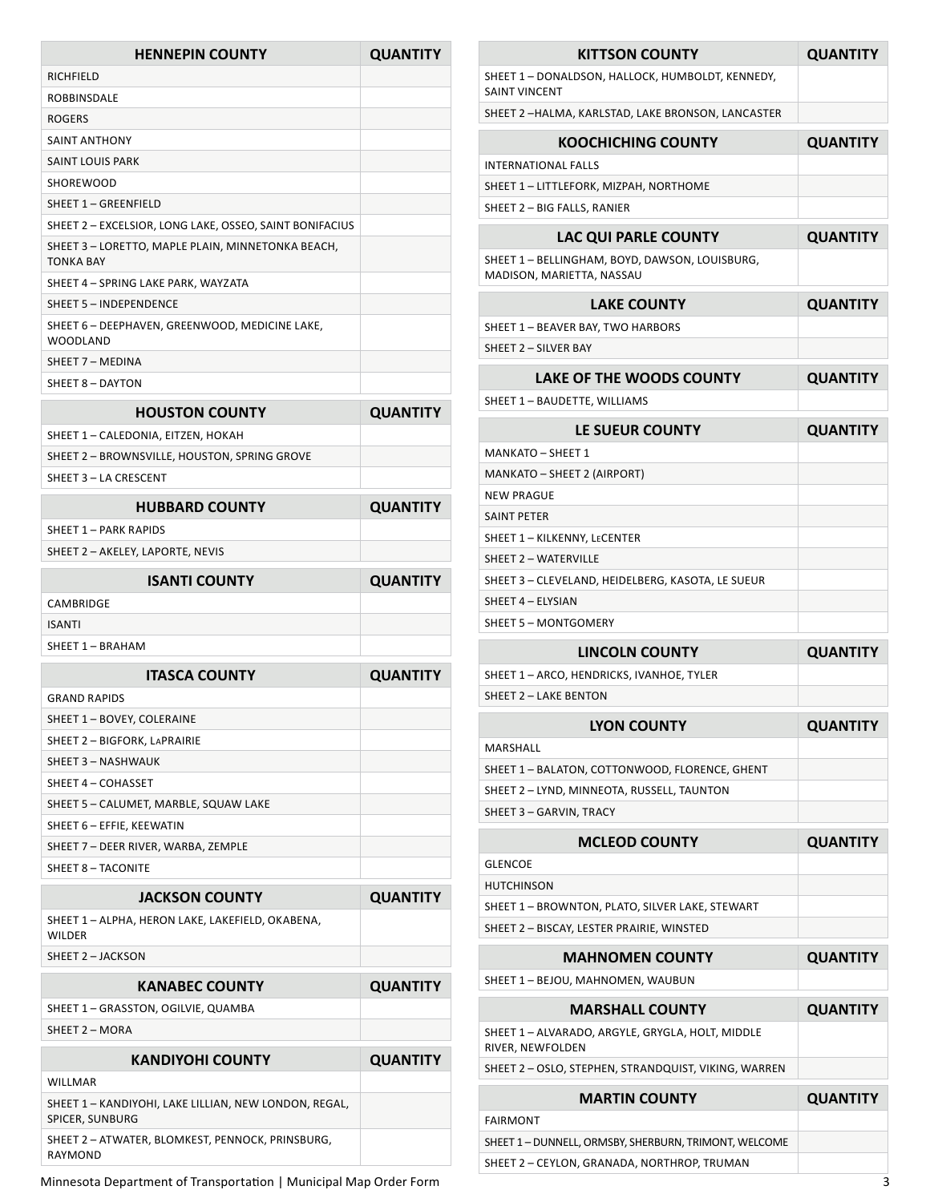| HENNEPIN COUNTY | QUANTITY |
| --- | --- |
| RICHFIELD | |
| ROBBINSDALE | |
| ROGERS | |
| SAINT ANTHONY | |
| SAINT LOUIS PARK | |
| SHOREWOOD | |
| SHEET 1 – GREENFIELD | |
| SHEET 2 – EXCELSIOR, LONG LAKE, OSSEO, SAINT BONIFACIUS | |
| SHEET 3 – LORETTO, MAPLE PLAIN, MINNETONKA BEACH, TONKA BAY | |
| SHEET 4 – SPRING LAKE PARK, WAYZATA | |
| SHEET 5 – INDEPENDENCE | |
| SHEET 6 – DEEPHAVEN, GREENWOOD, MEDICINE LAKE, WOODLAND | |
| SHEET 7 – MEDINA | |
| SHEET 8 – DAYTON | |

| HOUSTON COUNTY | QUANTITY |
| --- | --- |
| SHEET 1 – CALEDONIA, EITZEN, HOKAH | |
| SHEET 2 – BROWNSVILLE, HOUSTON, SPRING GROVE | |
| SHEET 3 – LA CRESCENT | |

| HUBBARD COUNTY | QUANTITY |
| --- | --- |
| SHEET 1 – PARK RAPIDS | |
| SHEET 2 – AKELEY, LAPORTE, NEVIS | |

| ISANTI COUNTY | QUANTITY |
| --- | --- |
| CAMBRIDGE | |
| ISANTI | |
| SHEET 1 – BRAHAM | |

| ITASCA COUNTY | QUANTITY |
| --- | --- |
| GRAND RAPIDS | |
| SHEET 1 – BOVEY, COLERAINE | |
| SHEET 2 – BIGFORK, LaPRAIRIE | |
| SHEET 3 – NASHWAUK | |
| SHEET 4 – COHASSET | |
| SHEET 5 – CALUMET, MARBLE, SQUAW LAKE | |
| SHEET 6 – EFFIE, KEEWATIN | |
| SHEET 7 – DEER RIVER, WARBA, ZEMPLE | |
| SHEET 8 – TACONITE | |

| JACKSON COUNTY | QUANTITY |
| --- | --- |
| SHEET 1 – ALPHA, HERON LAKE, LAKEFIELD, OKABENA, WILDER | |
| SHEET 2 – JACKSON | |

| KANABEC COUNTY | QUANTITY |
| --- | --- |
| SHEET 1 – GRASSTON, OGILVIE, QUAMBA | |
| SHEET 2 – MORA | |

| KANDIYOHI COUNTY | QUANTITY |
| --- | --- |
| WILLMAR | |
| SHEET 1 – KANDIYOHI, LAKE LILLIAN, NEW LONDON, REGAL, SPICER, SUNBURG | |
| SHEET 2 – ATWATER, BLOMKEST, PENNOCK, PRINSBURG, RAYMOND | |

| KITTSON COUNTY | QUANTITY |
| --- | --- |
| SHEET 1 – DONALDSON, HALLOCK, HUMBOLDT, KENNEDY, SAINT VINCENT | |
| SHEET 2 –HALMA, KARLSTAD, LAKE BRONSON, LANCASTER | |

| KOOCHICHING COUNTY | QUANTITY |
| --- | --- |
| INTERNATIONAL FALLS | |
| SHEET 1 – LITTLEFORK, MIZPAH, NORTHOME | |
| SHEET 2 – BIG FALLS, RANIER | |

| LAC QUI PARLE COUNTY | QUANTITY |
| --- | --- |
| SHEET 1 – BELLINGHAM, BOYD, DAWSON, LOUISBURG, MADISON, MARIETTA, NASSAU | |

| LAKE COUNTY | QUANTITY |
| --- | --- |
| SHEET 1 – BEAVER BAY, TWO HARBORS | |
| SHEET 2 – SILVER BAY | |

| LAKE OF THE WOODS COUNTY | QUANTITY |
| --- | --- |
| SHEET 1 – BAUDETTE, WILLIAMS | |

| LE SUEUR COUNTY | QUANTITY |
| --- | --- |
| MANKATO – SHEET 1 | |
| MANKATO – SHEET 2 (AIRPORT) | |
| NEW PRAGUE | |
| SAINT PETER | |
| SHEET 1 – KILKENNY, LeCENTER | |
| SHEET 2 – WATERVILLE | |
| SHEET 3 – CLEVELAND, HEIDELBERG, KASOTA, LE SUEUR | |
| SHEET 4 – ELYSIAN | |
| SHEET 5 – MONTGOMERY | |

| LINCOLN COUNTY | QUANTITY |
| --- | --- |
| SHEET 1 – ARCO, HENDRICKS, IVANHOE, TYLER | |
| SHEET 2 – LAKE BENTON | |

| LYON COUNTY | QUANTITY |
| --- | --- |
| MARSHALL | |
| SHEET 1 – BALATON, COTTONWOOD, FLORENCE, GHENT | |
| SHEET 2 – LYND, MINNEOTA, RUSSELL, TAUNTON | |
| SHEET 3 – GARVIN, TRACY | |

| MCLEOD COUNTY | QUANTITY |
| --- | --- |
| GLENCOE | |
| HUTCHINSON | |
| SHEET 1 – BROWNTON, PLATO, SILVER LAKE, STEWART | |
| SHEET 2 – BISCAY, LESTER PRAIRIE, WINSTED | |

| MAHNOMEN COUNTY | QUANTITY |
| --- | --- |
| SHEET 1 – BEJOU, MAHNOMEN, WAUBUN | |

| MARSHALL COUNTY | QUANTITY |
| --- | --- |
| SHEET 1 – ALVARADO, ARGYLE, GRYGLA, HOLT, MIDDLE RIVER, NEWFOLDEN | |
| SHEET 2 – OSLO, STEPHEN, STRANDQUIST, VIKING, WARREN | |

| MARTIN COUNTY | QUANTITY |
| --- | --- |
| FAIRMONT | |
| SHEET 1 – DUNNELL, ORMSBY, SHERBURN, TRIMONT, WELCOME | |
| SHEET 2 – CEYLON, GRANADA, NORTHROP, TRUMAN | |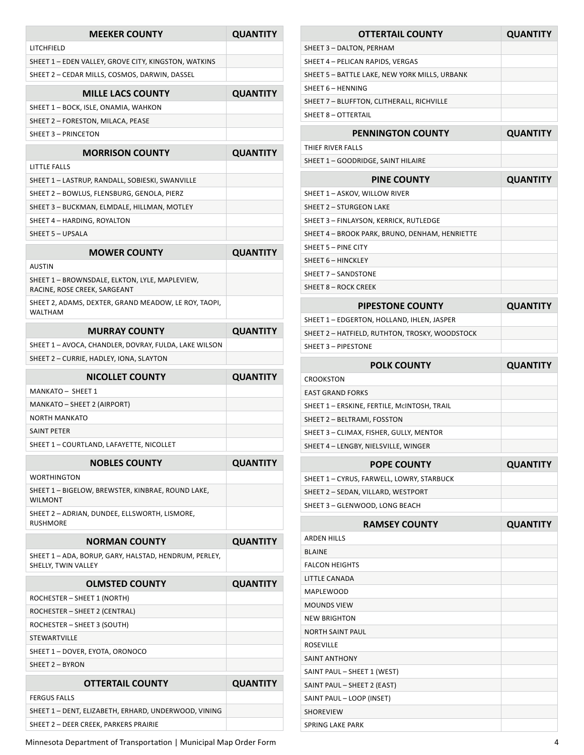| MEEKER COUNTY | QUANTITY |
|---|---|
| LITCHFIELD | |
| SHEET 1 – EDEN VALLEY, GROVE CITY, KINGSTON, WATKINS | |
| SHEET 2 – CEDAR MILLS, COSMOS, DARWIN, DASSEL | |

| MILLE LACS COUNTY | QUANTITY |
|---|---|
| SHEET 1 – BOCK, ISLE, ONAMIA, WAHKON | |
| SHEET 2 – FORESTON, MILACA, PEASE | |
| SHEET 3 – PRINCETON | |

| MORRISON COUNTY | QUANTITY |
|---|---|
| LITTLE FALLS | |
| SHEET 1 – LASTRUP, RANDALL, SOBIESKI, SWANVILLE | |
| SHEET 2 – BOWLUS, FLENSBURG, GENOLA, PIERZ | |
| SHEET 3 – BUCKMAN, ELMDALE, HILLMAN, MOTLEY | |
| SHEET 4 – HARDING, ROYALTON | |
| SHEET 5 – UPSALA | |

| MOWER COUNTY | QUANTITY |
|---|---|
| AUSTIN | |
| SHEET 1 – BROWNSDALE, ELKTON, LYLE, MAPLEVIEW, RACINE, ROSE CREEK, SARGEANT | |
| SHEET 2, ADAMS, DEXTER, GRAND MEADOW, LE ROY, TAOPI, WALTHAM | |

| MURRAY COUNTY | QUANTITY |
|---|---|
| SHEET 1 – AVOCA, CHANDLER, DOVRAY, FULDA, LAKE WILSON | |
| SHEET 2 – CURRIE, HADLEY, IONA, SLAYTON | |

| NICOLLET COUNTY | QUANTITY |
|---|---|
| MANKATO – SHEET 1 | |
| MANKATO – SHEET 2 (AIRPORT) | |
| NORTH MANKATO | |
| SAINT PETER | |
| SHEET 1 – COURTLAND, LAFAYETTE, NICOLLET | |

| NOBLES COUNTY | QUANTITY |
|---|---|
| WORTHINGTON | |
| SHEET 1 – BIGELOW, BREWSTER, KINBRAE, ROUND LAKE, WILMONT | |
| SHEET 2 – ADRIAN, DUNDEE, ELLSWORTH, LISMORE, RUSHMORE | |

| NORMAN COUNTY | QUANTITY |
|---|---|
| SHEET 1 – ADA, BORUP, GARY, HALSTAD, HENDRUM, PERLEY, SHELLY, TWIN VALLEY | |

| OLMSTED COUNTY | QUANTITY |
|---|---|
| ROCHESTER – SHEET 1 (NORTH) | |
| ROCHESTER – SHEET 2 (CENTRAL) | |
| ROCHESTER – SHEET 3 (SOUTH) | |
| STEWARTVILLE | |
| SHEET 1 – DOVER, EYOTA, ORONOCO | |
| SHEET 2 – BYRON | |

| OTTERTAIL COUNTY | QUANTITY |
|---|---|
| FERGUS FALLS | |
| SHEET 1 – DENT, ELIZABETH, ERHARD, UNDERWOOD, VINING | |
| SHEET 2 – DEER CREEK, PARKERS PRAIRIE | |
| SHEET 3 – DALTON, PERHAM | |
| SHEET 4 – PELICAN RAPIDS, VERGAS | |
| SHEET 5 – BATTLE LAKE, NEW YORK MILLS, URBANK | |
| SHEET 6 – HENNING | |
| SHEET 7 – BLUFFTON, CLITHERALL, RICHVILLE | |
| SHEET 8 – OTTERTAIL | |

| PENNINGTON COUNTY | QUANTITY |
|---|---|
| THIEF RIVER FALLS | |
| SHEET 1 – GOODRIDGE, SAINT HILAIRE | |

| PINE COUNTY | QUANTITY |
|---|---|
| SHEET 1 – ASKOV, WILLOW RIVER | |
| SHEET 2 – STURGEON LAKE | |
| SHEET 3 – FINLAYSON, KERRICK, RUTLEDGE | |
| SHEET 4 – BROOK PARK, BRUNO, DENHAM, HENRIETTE | |
| SHEET 5 – PINE CITY | |
| SHEET 6 – HINCKLEY | |
| SHEET 7 – SANDSTONE | |
| SHEET 8 – ROCK CREEK | |

| PIPESTONE COUNTY | QUANTITY |
|---|---|
| SHEET 1 – EDGERTON, HOLLAND, IHLEN, JASPER | |
| SHEET 2 – HATFIELD, RUTHTON, TROSKY, WOODSTOCK | |
| SHEET 3 – PIPESTONE | |

| POLK COUNTY | QUANTITY |
|---|---|
| CROOKSTON | |
| EAST GRAND FORKS | |
| SHEET 1 – ERSKINE, FERTILE, McINTOSH, TRAIL | |
| SHEET 2 – BELTRAMI, FOSSTON | |
| SHEET 3 – CLIMAX, FISHER, GULLY, MENTOR | |
| SHEET 4 – LENGBY, NIELSVILLE, WINGER | |

| POPE COUNTY | QUANTITY |
|---|---|
| SHEET 1 – CYRUS, FARWELL, LOWRY, STARBUCK | |
| SHEET 2 – SEDAN, VILLARD, WESTPORT | |
| SHEET 3 – GLENWOOD, LONG BEACH | |

| RAMSEY COUNTY | QUANTITY |
|---|---|
| ARDEN HILLS | |
| BLAINE | |
| FALCON HEIGHTS | |
| LITTLE CANADA | |
| MAPLEWOOD | |
| MOUNDS VIEW | |
| NEW BRIGHTON | |
| NORTH SAINT PAUL | |
| ROSEVILLE | |
| SAINT ANTHONY | |
| SAINT PAUL – SHEET 1 (WEST) | |
| SAINT PAUL – SHEET 2 (EAST) | |
| SAINT PAUL – LOOP (INSET) | |
| SHOREVIEW | |
| SPRING LAKE PARK | |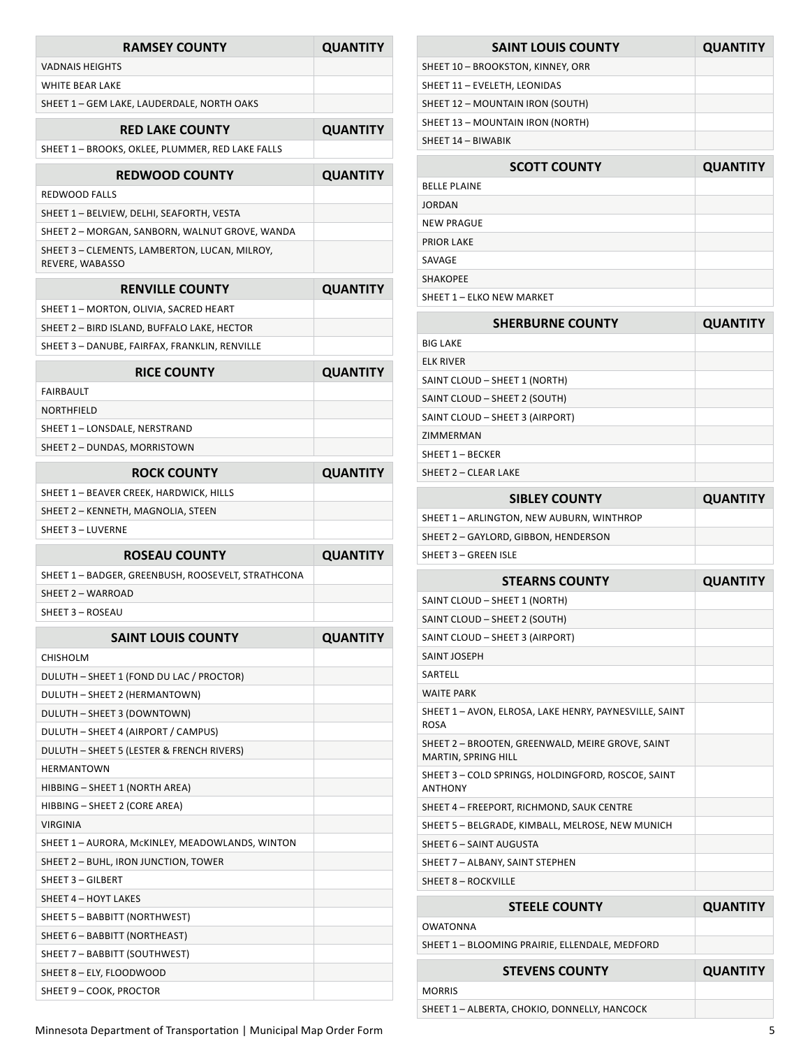| RAMSEY COUNTY | QUANTITY |
|---|---|
| VADNAIS HEIGHTS | |
| WHITE BEAR LAKE | |
| SHEET 1 – GEM LAKE, LAUDERDALE, NORTH OAKS | |

| RED LAKE COUNTY | QUANTITY |
|---|---|
| SHEET 1 – BROOKS, OKLEE, PLUMMER, RED LAKE FALLS | |

| REDWOOD COUNTY | QUANTITY |
|---|---|
| REDWOOD FALLS | |
| SHEET 1 – BELVIEW, DELHI, SEAFORTH, VESTA | |
| SHEET 2 – MORGAN, SANBORN, WALNUT GROVE, WANDA | |
| SHEET 3 – CLEMENTS, LAMBERTON, LUCAN, MILROY, REVERE, WABASSO | |

| RENVILLE COUNTY | QUANTITY |
|---|---|
| SHEET 1 – MORTON, OLIVIA, SACRED HEART | |
| SHEET 2 – BIRD ISLAND, BUFFALO LAKE, HECTOR | |
| SHEET 3 – DANUBE, FAIRFAX, FRANKLIN, RENVILLE | |

| RICE COUNTY | QUANTITY |
|---|---|
| FAIRBAULT | |
| NORTHFIELD | |
| SHEET 1 – LONSDALE, NERSTRAND | |
| SHEET 2 – DUNDAS, MORRISTOWN | |

| ROCK COUNTY | QUANTITY |
|---|---|
| SHEET 1 – BEAVER CREEK, HARDWICK, HILLS | |
| SHEET 2 – KENNETH, MAGNOLIA, STEEN | |
| SHEET 3 – LUVERNE | |

| ROSEAU COUNTY | QUANTITY |
|---|---|
| SHEET 1 – BADGER, GREENBUSH, ROOSEVELT, STRATHCONA | |
| SHEET 2 – WARROAD | |
| SHEET 3 – ROSEAU | |

| SAINT LOUIS COUNTY | QUANTITY |
|---|---|
| CHISHOLM | |
| DULUTH – SHEET 1 (FOND DU LAC / PROCTOR) | |
| DULUTH – SHEET 2 (HERMANTOWN) | |
| DULUTH – SHEET 3 (DOWNTOWN) | |
| DULUTH – SHEET 4 (AIRPORT / CAMPUS) | |
| DULUTH – SHEET 5 (LESTER & FRENCH RIVERS) | |
| HERMANTOWN | |
| HIBBING – SHEET 1 (NORTH AREA) | |
| HIBBING – SHEET 2 (CORE AREA) | |
| VIRGINIA | |
| SHEET 1 – AURORA, McKINLEY, MEADOWLANDS, WINTON | |
| SHEET 2 – BUHL, IRON JUNCTION, TOWER | |
| SHEET 3 – GILBERT | |
| SHEET 4 – HOYT LAKES | |
| SHEET 5 – BABBITT (NORTHWEST) | |
| SHEET 6 – BABBITT (NORTHEAST) | |
| SHEET 7 – BABBITT (SOUTHWEST) | |
| SHEET 8 – ELY, FLOODWOOD | |
| SHEET 9 – COOK, PROCTOR | |
| SHEET 10 – BROOKSTON, KINNEY, ORR | |
| SHEET 11 – EVELETH, LEONIDAS | |
| SHEET 12 – MOUNTAIN IRON (SOUTH) | |
| SHEET 13 – MOUNTAIN IRON (NORTH) | |
| SHEET 14 – BIWABIK | |

| SCOTT COUNTY | QUANTITY |
|---|---|
| BELLE PLAINE | |
| JORDAN | |
| NEW PRAGUE | |
| PRIOR LAKE | |
| SAVAGE | |
| SHAKOPEE | |
| SHEET 1 – ELKO NEW MARKET | |

| SHERBURNE COUNTY | QUANTITY |
|---|---|
| BIG LAKE | |
| ELK RIVER | |
| SAINT CLOUD – SHEET 1 (NORTH) | |
| SAINT CLOUD – SHEET 2 (SOUTH) | |
| SAINT CLOUD – SHEET 3 (AIRPORT) | |
| ZIMMERMAN | |
| SHEET 1 – BECKER | |
| SHEET 2 – CLEAR LAKE | |

| SIBLEY COUNTY | QUANTITY |
|---|---|
| SHEET 1 – ARLINGTON, NEW AUBURN, WINTHROP | |
| SHEET 2 – GAYLORD, GIBBON, HENDERSON | |
| SHEET 3 – GREEN ISLE | |

| STEARNS COUNTY | QUANTITY |
|---|---|
| SAINT CLOUD – SHEET 1 (NORTH) | |
| SAINT CLOUD – SHEET 2 (SOUTH) | |
| SAINT CLOUD – SHEET 3 (AIRPORT) | |
| SAINT JOSEPH | |
| SARTELL | |
| WAITE PARK | |
| SHEET 1 – AVON, ELROSA, LAKE HENRY, PAYNESVILLE, SAINT ROSA | |
| SHEET 2 – BROOTEN, GREENWALD, MEIRE GROVE, SAINT MARTIN, SPRING HILL | |
| SHEET 3 – COLD SPRINGS, HOLDINGFORD, ROSCOE, SAINT ANTHONY | |
| SHEET 4 – FREEPORT, RICHMOND, SAUK CENTRE | |
| SHEET 5 – BELGRADE, KIMBALL, MELROSE, NEW MUNICH | |
| SHEET 6 – SAINT AUGUSTA | |
| SHEET 7 – ALBANY, SAINT STEPHEN | |
| SHEET 8 – ROCKVILLE | |

| STEELE COUNTY | QUANTITY |
|---|---|
| OWATONNA | |
| SHEET 1 – BLOOMING PRAIRIE, ELLENDALE, MEDFORD | |

| STEVENS COUNTY | QUANTITY |
|---|---|
| MORRIS | |
| SHEET 1 – ALBERTA, CHOKIO, DONNELLY, HANCOCK | |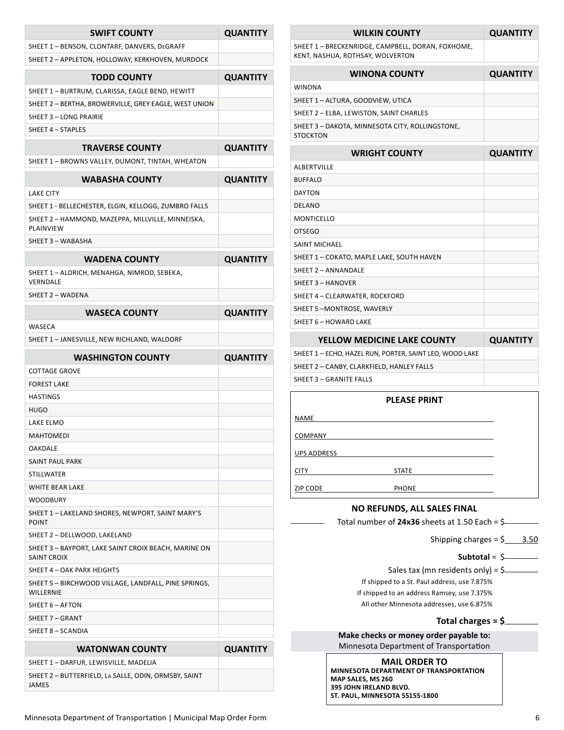| SWIFT COUNTY | QUANTITY |
|---|---|
| SHEET 1 – BENSON, CLONTARF, DANVERS, DeGRAFF | |
| SHEET 2 – APPLETON, HOLLOWAY, KERKHOVEN, MURDOCK | |

| TODD COUNTY | QUANTITY |
|---|---|
| SHEET 1 – BURTRUM, CLARISSA, EAGLE BEND, HEWITT | |
| SHEET 2 – BERTHA, BROWERVILLE, GREY EAGLE, WEST UNION | |
| SHEET 3 – LONG PRAIRIE | |
| SHEET 4 – STAPLES | |

| TRAVERSE COUNTY | QUANTITY |
|---|---|
| SHEET 1 – BROWNS VALLEY, DUMONT, TINTAH, WHEATON | |

| WABASHA COUNTY | QUANTITY |
|---|---|
| LAKE CITY | |
| SHEET 1 - BELLECHESTER, ELGIN, KELLOGG, ZUMBRO FALLS | |
| SHEET 2 – HAMMOND, MAZEPPA, MILLVILLE, MINNEISKA, PLAINVIEW | |
| SHEET 3 – WABASHA | |

| WADENA COUNTY | QUANTITY |
|---|---|
| SHEET 1 – ALDRICH, MENAHGA, NIMROD, SEBEKA, VERNDALE | |
| SHEET 2 – WADENA | |

| WASECA COUNTY | QUANTITY |
|---|---|
| WASECA | |
| SHEET 1 – JANESVILLE, NEW RICHLAND, WALDORF | |

| WASHINGTON COUNTY | QUANTITY |
|---|---|
| COTTAGE GROVE | |
| FOREST LAKE | |
| HASTINGS | |
| HUGO | |
| LAKE ELMO | |
| MAHTOMEDI | |
| OAKDALE | |
| SAINT PAUL PARK | |
| STILLWATER | |
| WHITE BEAR LAKE | |
| WOODBURY | |
| SHEET 1 – LAKELAND SHORES, NEWPORT, SAINT MARY'S POINT | |
| SHEET 2 – DELLWOOD, LAKELAND | |
| SHEET 3 – BAYPORT, LAKE SAINT CROIX BEACH, MARINE ON SAINT CROIX | |
| SHEET 4 – OAK PARK HEIGHTS | |
| SHEET 5 – BIRCHWOOD VILLAGE, LANDFALL, PINE SPRINGS, WILLERNIE | |
| SHEET 6 – AFTON | |
| SHEET 7 – GRANT | |
| SHEET 8 – SCANDIA | |

| WATONWAN COUNTY | QUANTITY |
|---|---|
| SHEET 1 – DARFUR, LEWISVILLE, MADELIA | |
| SHEET 2 – BUTTERFIELD, La SALLE, ODIN, ORMSBY, SAINT JAMES | |

| WILKIN COUNTY | QUANTITY |
|---|---|
| SHEET 1 – BRECKENRIDGE, CAMPBELL, DORAN, FOXHOME, KENT, NASHUA, ROTHSAY, WOLVERTON | |

| WINONA COUNTY | QUANTITY |
|---|---|
| WINONA | |
| SHEET 1 – ALTURA, GOODVIEW, UTICA | |
| SHEET 2 – ELBA, LEWISTON, SAINT CHARLES | |
| SHEET 3 – DAKOTA, MINNESOTA CITY, ROLLINGSTONE, STOCKTON | |

| WRIGHT COUNTY | QUANTITY |
|---|---|
| ALBERTVILLE | |
| BUFFALO | |
| DAYTON | |
| DELANO | |
| MONTICELLO | |
| OTSEGO | |
| SAINT MICHAEL | |
| SHEET 1 – COKATO, MAPLE LAKE, SOUTH HAVEN | |
| SHEET 2 – ANNANDALE | |
| SHEET 3 – HANOVER | |
| SHEET 4 – CLEARWATER, ROCKFORD | |
| SHEET 5 –MONTROSE, WAVERLY | |
| SHEET 6 – HOWARD LAKE | |

| YELLOW MEDICINE LAKE COUNTY | QUANTITY |
|---|---|
| SHEET 1 – ECHO, HAZEL RUN, PORTER, SAINT LEO, WOOD LAKE | |
| SHEET 2 – CANBY, CLARKFIELD, HANLEY FALLS | |
| SHEET 3 – GRANITE FALLS | |

**PLEASE PRINT**

NAME ______________________________

COMPANY ______________________________

UPS ADDRESS ______________________________

CITY ______________ STATE ______________

ZIP CODE ______________ PHONE ______________

**NO REFUNDS, ALL SALES FINAL**

________ Total number of **24x36** sheets at 1.50 Each = $________

Shipping charges = $ 3.50

**Subtotal** = $________

Sales tax (mn residents only) = $________

If shipped to a St. Paul address, use 7.875%

If shipped to an address Ramsey, use 7.375%

All other Minnesota addresses, use 6.875%

**Total charges = $________**

**Make checks or money order payable to:**
Minnesota Department of Transportation

**MAIL ORDER TO**
**MINNESOTA DEPARTMENT OF TRANSPORTATION**
**MAP SALES, MS 260**
**395 JOHN IRELAND BLVD.**
**ST. PAUL, MINNESOTA 55155-1800**